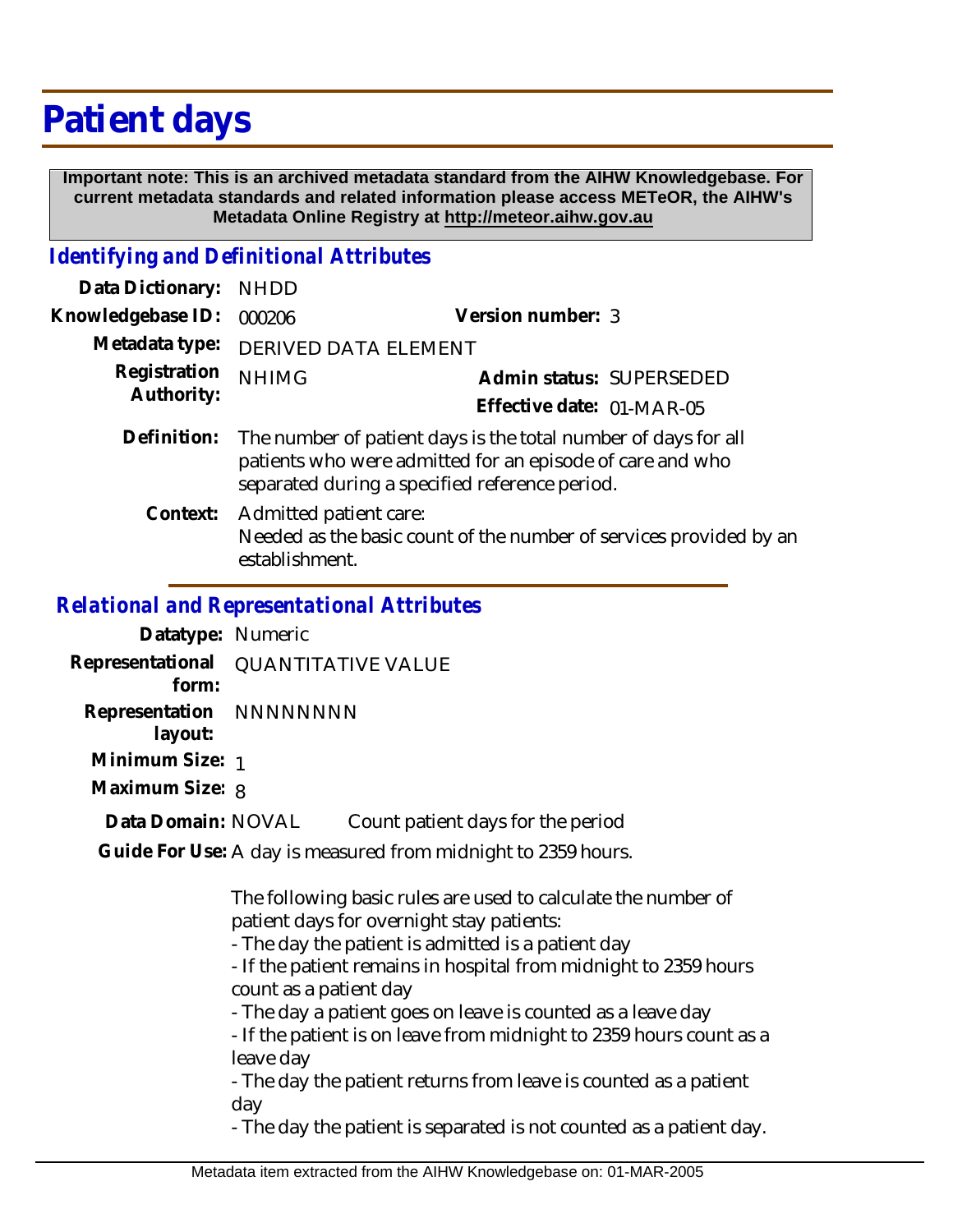# Patient days

**Important note: This is an archived metadata standard from the AIHW Knowledgebase. For current metadata standards and related information please access METeOR, the AIHW's Metadata Online Registry at http://meteor.aihw.gov.au**

## *Identifying and Definitional Attributes*

**Data Dictionary:** NHDD

**Knowledgebase ID:** 000206 **Version number:** 3

**Metadata type:** DERIVED DATA ELEMENT

**Registration Authority:** NHIMG **Admin status:** SUPERSEDED

**Effective date:** 01-MAR-05

**Definition:** The number of patient days is the total number of days for all patients who were admitted for an episode of care and who separated during a specified reference period.

**Context:** Admitted patient care:
Needed as the basic count of the number of services provided by an establishment.

## *Relational and Representational Attributes*

**Datatype:** Numeric

**Representational form:** QUANTITATIVE VALUE

**Representation layout:** NNNNNNNN

**Minimum Size:** 1

**Maximum Size:** 8

**Data Domain:** NOVAL Count patient days for the period

**Guide For Use:** A day is measured from midnight to 2359 hours.

The following basic rules are used to calculate the number of patient days for overnight stay patients:
- The day the patient is admitted is a patient day
- If the patient remains in hospital from midnight to 2359 hours count as a patient day
- The day a patient goes on leave is counted as a leave day
- If the patient is on leave from midnight to 2359 hours count as a leave day
- The day the patient returns from leave is counted as a patient day
- The day the patient is separated is not counted as a patient day.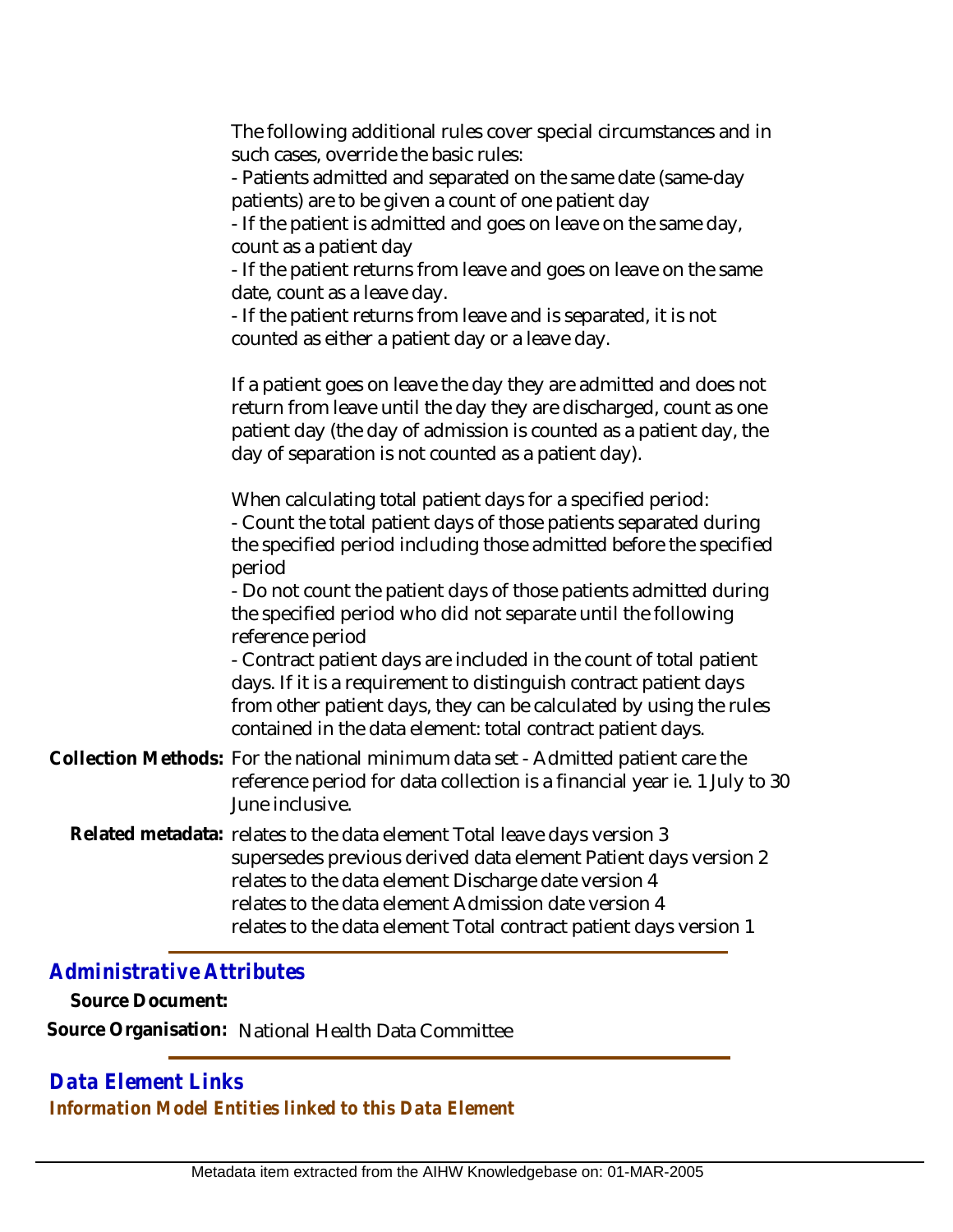The following additional rules cover special circumstances and in such cases, override the basic rules:
- Patients admitted and separated on the same date (same-day patients) are to be given a count of one patient day
- If the patient is admitted and goes on leave on the same day, count as a patient day
- If the patient returns from leave and goes on leave on the same date, count as a leave day.
- If the patient returns from leave and is separated, it is not counted as either a patient day or a leave day.

If a patient goes on leave the day they are admitted and does not return from leave until the day they are discharged, count as one patient day (the day of admission is counted as a patient day, the day of separation is not counted as a patient day).

When calculating total patient days for a specified period:
- Count the total patient days of those patients separated during the specified period including those admitted before the specified period
- Do not count the patient days of those patients admitted during the specified period who did not separate until the following reference period
- Contract patient days are included in the count of total patient days. If it is a requirement to distinguish contract patient days from other patient days, they can be calculated by using the rules contained in the data element: total contract patient days.

**Collection Methods:** For the national minimum data set - Admitted patient care the reference period for data collection is a financial year ie. 1 July to 30 June inclusive.

**Related metadata:** relates to the data element Total leave days version 3
supersedes previous derived data element Patient days version 2
relates to the data element Discharge date version 4
relates to the data element Admission date version 4
relates to the data element Total contract patient days version 1

## *Administrative Attributes*

**Source Document:**

**Source Organisation:** National Health Data Committee

## *Data Element Links*

### *Information Model Entities linked to this Data Element*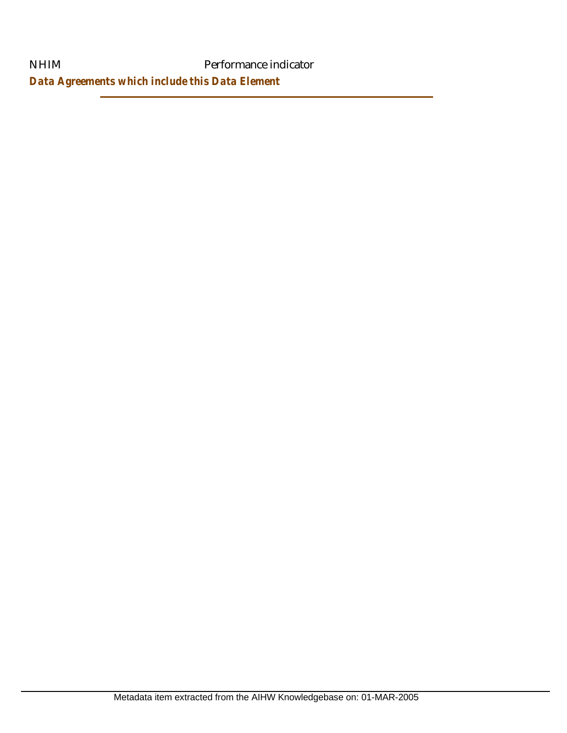NHIM Performance indicator

**Data Agreements which include this Data Element**